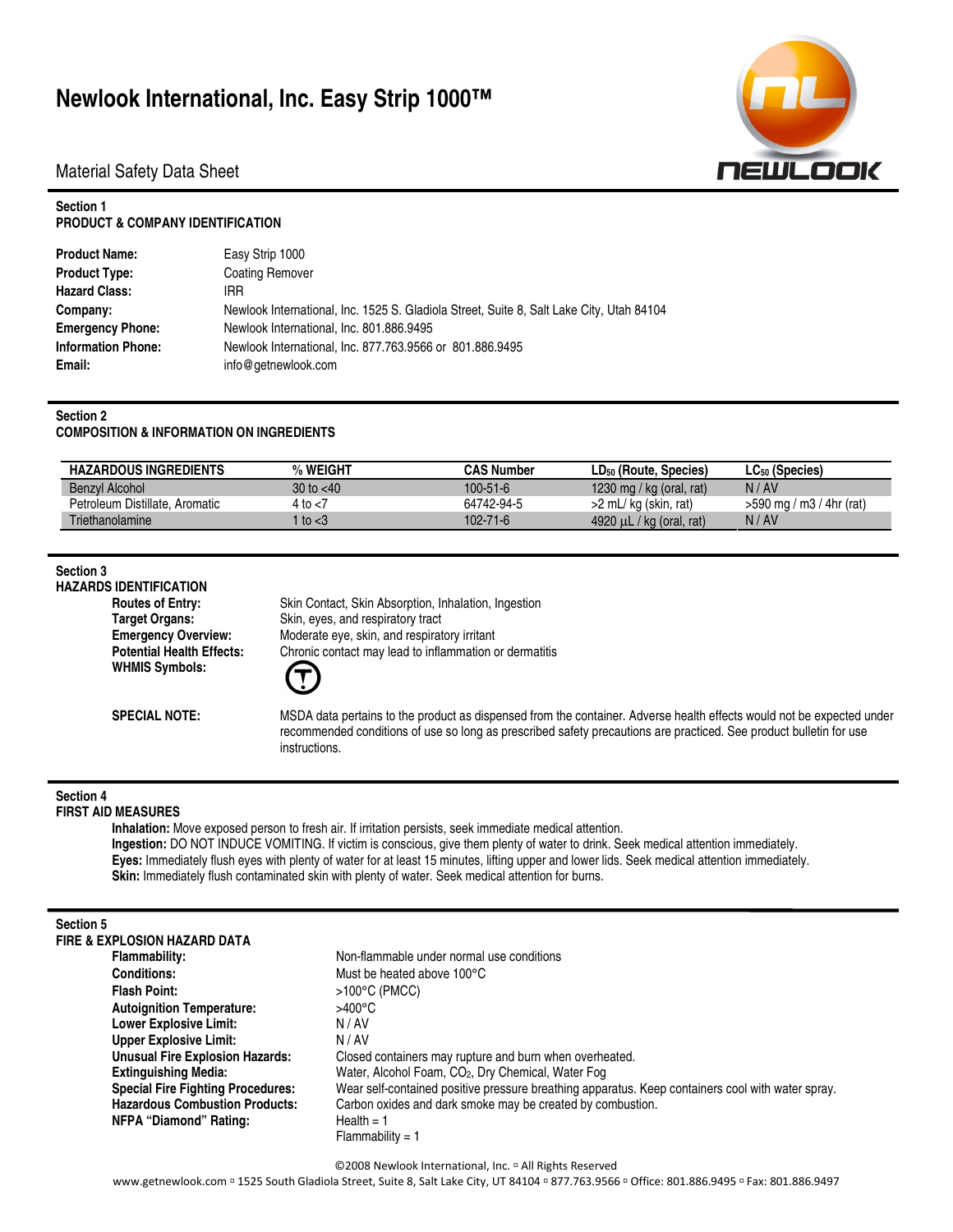# Newlook International, Inc. Easy Strip 1000™

## Material Safety Data Sheet

### Section 1
### PRODUCT & COMPANY IDENTIFICATION

| | |
|---|---|
| **Product Name:** | Easy Strip 1000 |
| **Product Type:** | Coating Remover |
| **Hazard Class:** | IRR |
| **Company:** | Newlook International, Inc. 1525 S. Gladiola Street, Suite 8, Salt Lake City, Utah 84104 |
| **Emergency Phone:** | Newlook International, Inc. 801.886.9495 |
| **Information Phone:** | Newlook International, Inc. 877.763.9566 or 801.886.9495 |
| **Email:** | info@getnewlook.com |

### Section 2
### COMPOSITION & INFORMATION ON INGREDIENTS

| HAZARDOUS INGREDIENTS | % WEIGHT | CAS Number | $LD_{50}$ (Route, Species) | $LC_{50}$ (Species) |
|---|---|---|---|---|
| Benzyl Alcohol | 30 to <40 | 100-51-6 | 1230 mg / kg (oral, rat) | N / AV |
| Petroleum Distillate, Aromatic | 4 to <7 | 64742-94-5 | >2 mL/ kg (skin, rat) | >590 mg / m3 / 4hr (rat) |
| Triethanolamine | 1 to <3 | 102-71-6 | 4920 µL / kg (oral, rat) | N / AV |

### Section 3
### HAZARDS IDENTIFICATION

**Routes of Entry:** Skin Contact, Skin Absorption, Inhalation, Ingestion

**Target Organs:** Skin, eyes, and respiratory tract

**Emergency Overview:** Moderate eye, skin, and respiratory irritant

**Potential Health Effects:** Chronic contact may lead to inflammation or dermatitis

**WHMIS Symbols:**

**SPECIAL NOTE:** MSDA data pertains to the product as dispensed from the container. Adverse health effects would not be expected under recommended conditions of use so long as prescribed safety precautions are practiced. See product bulletin for use instructions.

### Section 4
### FIRST AID MEASURES

**Inhalation:** Move exposed person to fresh air. If irritation persists, seek immediate medical attention.
**Ingestion:** DO NOT INDUCE VOMITING. If victim is conscious, give them plenty of water to drink. Seek medical attention immediately.
**Eyes:** Immediately flush eyes with plenty of water for at least 15 minutes, lifting upper and lower lids. Seek medical attention immediately.
**Skin:** Immediately flush contaminated skin with plenty of water. Seek medical attention for burns.

### Section 5
### FIRE & EXPLOSION HAZARD DATA

| | |
|---|---|
| **Flammability:** | Non-flammable under normal use conditions |
| **Conditions:** | Must be heated above 100°C |
| **Flash Point:** | >100°C (PMCC) |
| **Autoignition Temperature:** | >400°C |
| **Lower Explosive Limit:** | N / AV |
| **Upper Explosive Limit:** | N / AV |
| **Unusual Fire Explosion Hazards:** | Closed containers may rupture and burn when overheated. |
| **Extinguishing Media:** | Water, Alcohol Foam, $CO_2$, Dry Chemical, Water Fog |
| **Special Fire Fighting Procedures:** | Wear self-contained positive pressure breathing apparatus. Keep containers cool with water spray. |
| **Hazardous Combustion Products:** | Carbon oxides and dark smoke may be created by combustion. |
| **NFPA "Diamond" Rating:** | Health = 1<br>Flammability = 1 |

©2008 Newlook International, Inc. ▫ All Rights Reserved
www.getnewlook.com ▫ 1525 South Gladiola Street, Suite 8, Salt Lake City, UT 84104 ▫ 877.763.9566 ▫ Office: 801.886.9495 ▫ Fax: 801.886.9497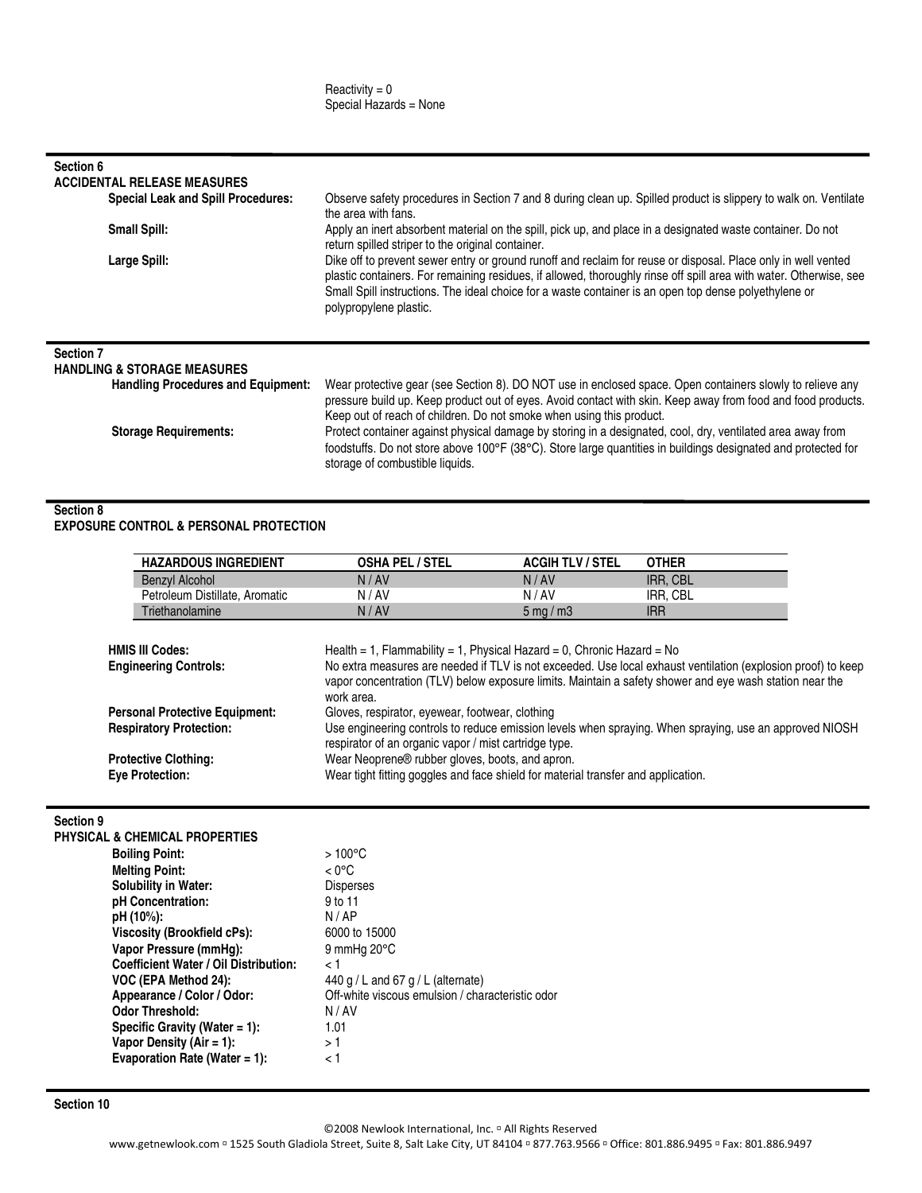Reactivity = 0
Special Hazards = None

## Section 6
## ACCIDENTAL RELEASE MEASURES

**Special Leak and Spill Procedures:** Observe safety procedures in Section 7 and 8 during clean up. Spilled product is slippery to walk on. Ventilate the area with fans.

**Small Spill:** Apply an inert absorbent material on the spill, pick up, and place in a designated waste container. Do not return spilled striper to the original container.

**Large Spill:** Dike off to prevent sewer entry or ground runoff and reclaim for reuse or disposal. Place only in well vented plastic containers. For remaining residues, if allowed, thoroughly rinse off spill area with water. Otherwise, see Small Spill instructions. The ideal choice for a waste container is an open top dense polyethylene or polypropylene plastic.

## Section 7
## HANDLING & STORAGE MEASURES

**Handling Procedures and Equipment:** Wear protective gear (see Section 8). DO NOT use in enclosed space. Open containers slowly to relieve any pressure build up. Keep product out of eyes. Avoid contact with skin. Keep away from food and food products. Keep out of reach of children. Do not smoke when using this product.

**Storage Requirements:** Protect container against physical damage by storing in a designated, cool, dry, ventilated area away from foodstuffs. Do not store above 100°F (38°C). Store large quantities in buildings designated and protected for storage of combustible liquids.

## Section 8
## EXPOSURE CONTROL & PERSONAL PROTECTION

| HAZARDOUS INGREDIENT | OSHA PEL / STEL | ACGIH TLV / STEL | OTHER |
|---|---|---|---|
| Benzyl Alcohol | N / AV | N / AV | IRR, CBL |
| Petroleum Distillate, Aromatic | N / AV | N / AV | IRR, CBL |
| Triethanolamine | N / AV | 5 mg / m3 | IRR |

**HMIS III Codes:** Health = 1, Flammability = 1, Physical Hazard = 0, Chronic Hazard = No

**Engineering Controls:** No extra measures are needed if TLV is not exceeded. Use local exhaust ventilation (explosion proof) to keep vapor concentration (TLV) below exposure limits. Maintain a safety shower and eye wash station near the work area.

**Personal Protective Equipment:** Gloves, respirator, eyewear, footwear, clothing

**Respiratory Protection:** Use engineering controls to reduce emission levels when spraying. When spraying, use an approved NIOSH respirator of an organic vapor / mist cartridge type.

**Protective Clothing:** Wear Neoprene® rubber gloves, boots, and apron.

**Eye Protection:** Wear tight fitting goggles and face shield for material transfer and application.

## Section 9
## PHYSICAL & CHEMICAL PROPERTIES

**Boiling Point:** > 100°C
**Melting Point:** < 0°C
**Solubility in Water:** Disperses
**pH Concentration:** 9 to 11
**pH (10%):** N / AP
**Viscosity (Brookfield cPs):** 6000 to 15000
**Vapor Pressure (mmHg):** 9 mmHg 20°C
**Coefficient Water / Oil Distribution:** < 1
**VOC (EPA Method 24):** 440 g / L and 67 g / L (alternate)
**Appearance / Color / Odor:** Off-white viscous emulsion / characteristic odor
**Odor Threshold:** N / AV
**Specific Gravity (Water = 1):** 1.01
**Vapor Density (Air = 1):** > 1
**Evaporation Rate (Water = 1):** < 1

## Section 10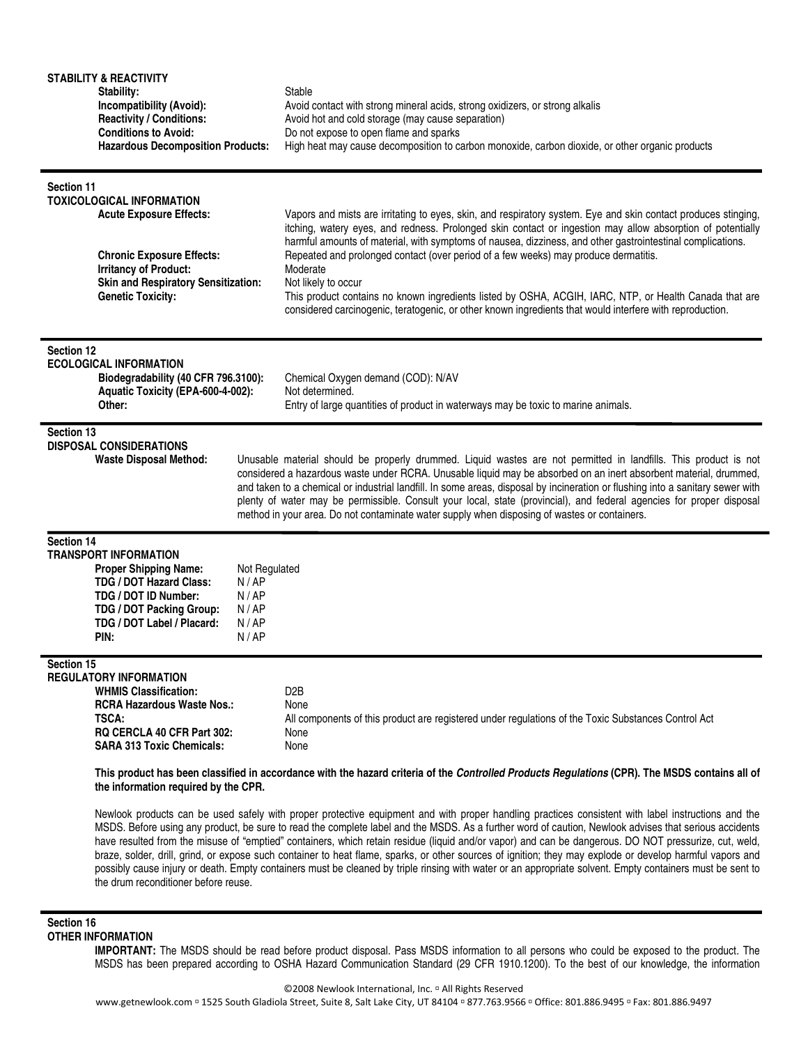**STABILITY & REACTIVITY**

**Stability:** Stable

**Incompatibility (Avoid):** Avoid contact with strong mineral acids, strong oxidizers, or strong alkalis

**Reactivity / Conditions:** Avoid hot and cold storage (may cause separation)

**Conditions to Avoid:** Do not expose to open flame and sparks

**Hazardous Decomposition Products:** High heat may cause decomposition to carbon monoxide, carbon dioxide, or other organic products

## Section 11
## TOXICOLOGICAL INFORMATION

**Acute Exposure Effects:** Vapors and mists are irritating to eyes, skin, and respiratory system. Eye and skin contact produces stinging, itching, watery eyes, and redness. Prolonged skin contact or ingestion may allow absorption of potentially harmful amounts of material, with symptoms of nausea, dizziness, and other gastrointestinal complications.

**Chronic Exposure Effects:** Repeated and prolonged contact (over period of a few weeks) may produce dermatitis.

**Irritancy of Product:** Moderate

**Skin and Respiratory Sensitization:** Not likely to occur

**Genetic Toxicity:** This product contains no known ingredients listed by OSHA, ACGIH, IARC, NTP, or Health Canada that are considered carcinogenic, teratogenic, or other known ingredients that would interfere with reproduction.

## Section 12
## ECOLOGICAL INFORMATION

**Biodegradability (40 CFR 796.3100):** Chemical Oxygen demand (COD): N/AV

**Aquatic Toxicity (EPA-600-4-002):** Not determined.

**Other:** Entry of large quantities of product in waterways may be toxic to marine animals.

## Section 13
## DISPOSAL CONSIDERATIONS

**Waste Disposal Method:** Unusable material should be properly drummed. Liquid wastes are not permitted in landfills. This product is not considered a hazardous waste under RCRA. Unusable liquid may be absorbed on an inert absorbent material, drummed, and taken to a chemical or industrial landfill. In some areas, disposal by incineration or flushing into a sanitary sewer with plenty of water may be permissible. Consult your local, state (provincial), and federal agencies for proper disposal method in your area. Do not contaminate water supply when disposing of wastes or containers.

## Section 14
## TRANSPORT INFORMATION

**Proper Shipping Name:** Not Regulated

**TDG / DOT Hazard Class:** N / AP

**TDG / DOT ID Number:** N / AP

**TDG / DOT Packing Group:** N / AP

**TDG / DOT Label / Placard:** N / AP

**PIN:** N / AP

## Section 15
## REGULATORY INFORMATION

**WHMIS Classification:** D2B

**RCRA Hazardous Waste Nos.:** None

**TSCA:** All components of this product are registered under regulations of the Toxic Substances Control Act

**RQ CERCLA 40 CFR Part 302:** None

**SARA 313 Toxic Chemicals:** None

**This product has been classified in accordance with the hazard criteria of the *Controlled Products Regulations* (CPR). The MSDS contains all of the information required by the CPR.**

Newlook products can be used safely with proper protective equipment and with proper handling practices consistent with label instructions and the MSDS. Before using any product, be sure to read the complete label and the MSDS. As a further word of caution, Newlook advises that serious accidents have resulted from the misuse of "emptied" containers, which retain residue (liquid and/or vapor) and can be dangerous. DO NOT pressurize, cut, weld, braze, solder, drill, grind, or expose such container to heat flame, sparks, or other sources of ignition; they may explode or develop harmful vapors and possibly cause injury or death. Empty containers must be cleaned by triple rinsing with water or an appropriate solvent. Empty containers must be sent to the drum reconditioner before reuse.

## Section 16
## OTHER INFORMATION

**IMPORTANT:** The MSDS should be read before product disposal. Pass MSDS information to all persons who could be exposed to the product. The MSDS has been prepared according to OSHA Hazard Communication Standard (29 CFR 1910.1200). To the best of our knowledge, the information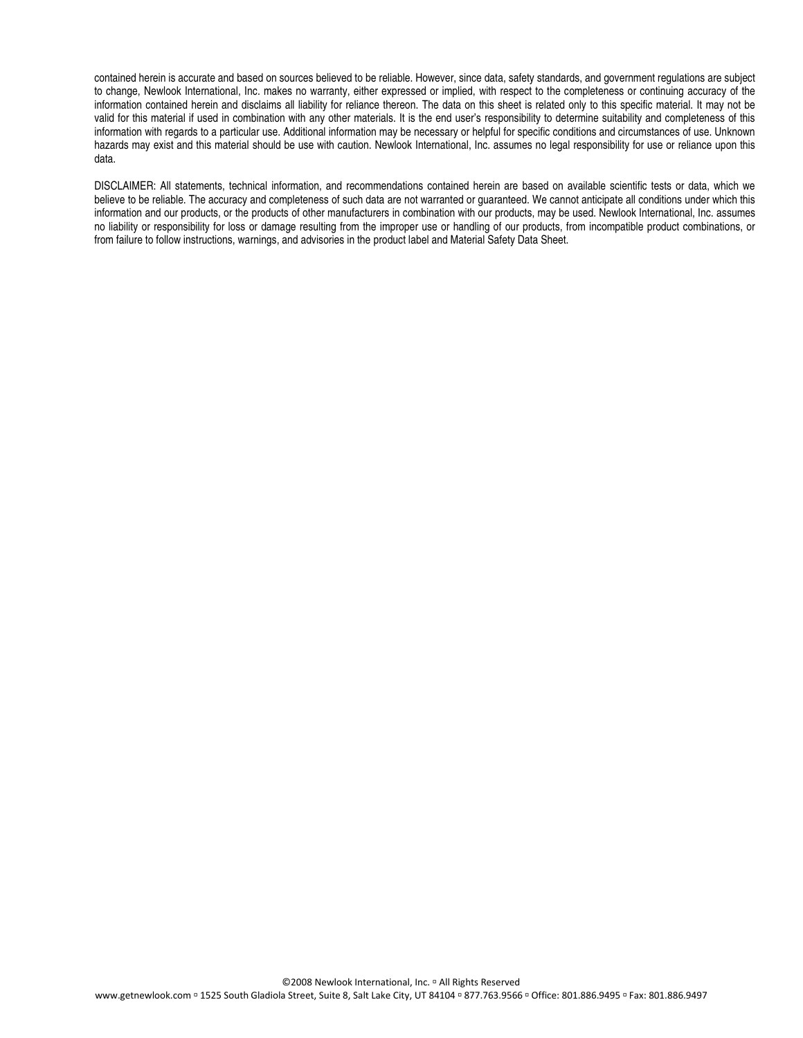contained herein is accurate and based on sources believed to be reliable. However, since data, safety standards, and government regulations are subject to change, Newlook International, Inc. makes no warranty, either expressed or implied, with respect to the completeness or continuing accuracy of the information contained herein and disclaims all liability for reliance thereon. The data on this sheet is related only to this specific material. It may not be valid for this material if used in combination with any other materials. It is the end user's responsibility to determine suitability and completeness of this information with regards to a particular use. Additional information may be necessary or helpful for specific conditions and circumstances of use. Unknown hazards may exist and this material should be use with caution. Newlook International, Inc. assumes no legal responsibility for use or reliance upon this data.

DISCLAIMER: All statements, technical information, and recommendations contained herein are based on available scientific tests or data, which we believe to be reliable. The accuracy and completeness of such data are not warranted or guaranteed. We cannot anticipate all conditions under which this information and our products, or the products of other manufacturers in combination with our products, may be used. Newlook International, Inc. assumes no liability or responsibility for loss or damage resulting from the improper use or handling of our products, from incompatible product combinations, or from failure to follow instructions, warnings, and advisories in the product label and Material Safety Data Sheet.

©2008 Newlook International, Inc. ▫ All Rights Reserved

www.getnewlook.com ▫ 1525 South Gladiola Street, Suite 8, Salt Lake City, UT 84104 ▫ 877.763.9566 ▫ Office: 801.886.9495 ▫ Fax: 801.886.9497